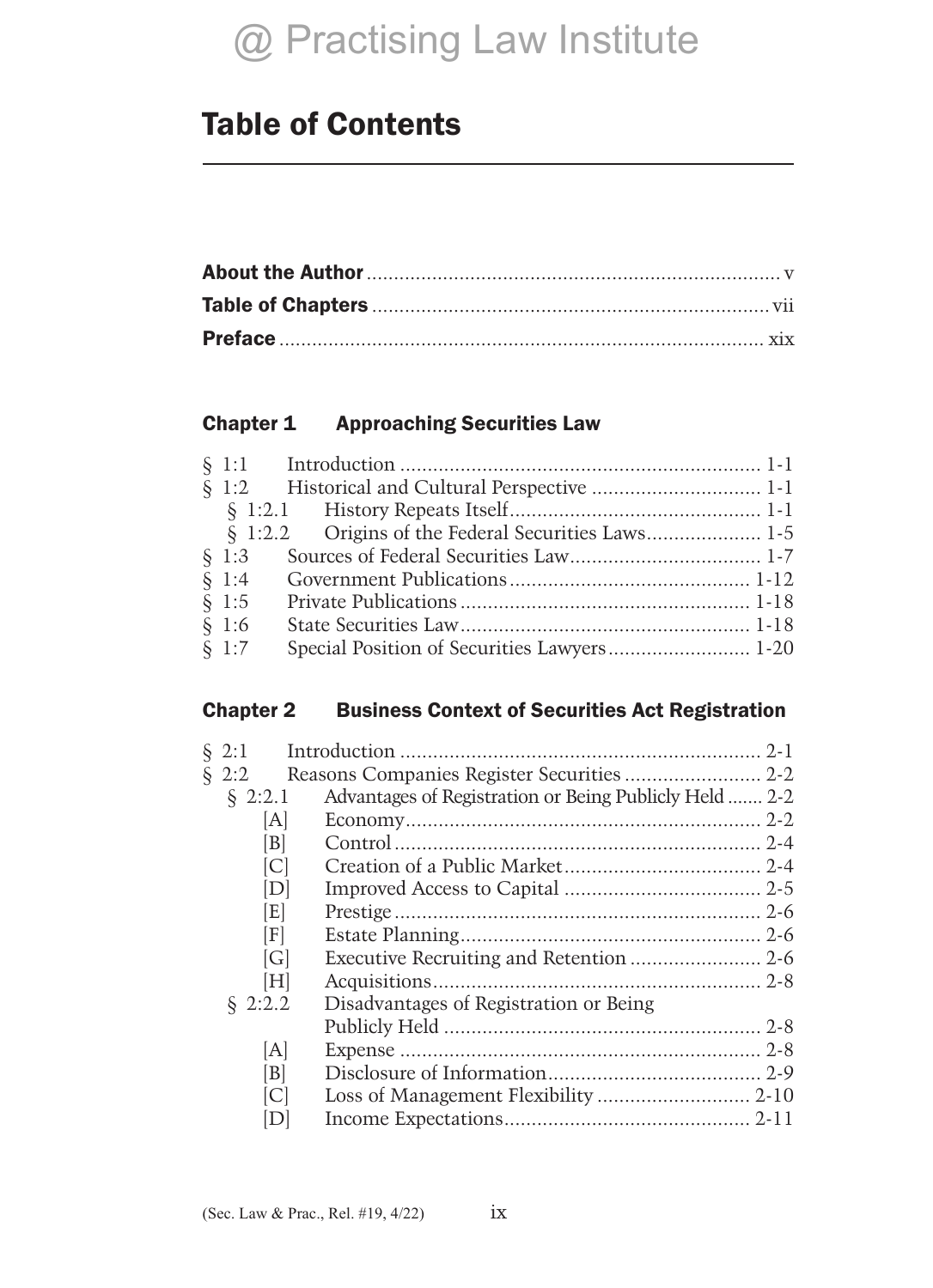# Table of Contents

**About the Author** ........ v
**Table of Chapters** ........ vii
**Preface** ........ xix

## Chapter 1 Approaching Securities Law

§ 1:1 Introduction ........ 1-1
§ 1:2 Historical and Cultural Perspective ........ 1-1
  § 1:2.1 History Repeats Itself ........ 1-1
  § 1:2.2 Origins of the Federal Securities Laws ........ 1-5
§ 1:3 Sources of Federal Securities Law ........ 1-7
§ 1:4 Government Publications ........ 1-12
§ 1:5 Private Publications ........ 1-18
§ 1:6 State Securities Law ........ 1-18
§ 1:7 Special Position of Securities Lawyers ........ 1-20

## Chapter 2 Business Context of Securities Act Registration

§ 2:1 Introduction ........ 2-1
§ 2:2 Reasons Companies Register Securities ........ 2-2
  § 2:2.1 Advantages of Registration or Being Publicly Held ........ 2-2
    [A] Economy ........ 2-2
    [B] Control ........ 2-4
    [C] Creation of a Public Market ........ 2-4
    [D] Improved Access to Capital ........ 2-5
    [E] Prestige ........ 2-6
    [F] Estate Planning ........ 2-6
    [G] Executive Recruiting and Retention ........ 2-6
    [H] Acquisitions ........ 2-8
  § 2:2.2 Disadvantages of Registration or Being Publicly Held ........ 2-8
    [A] Expense ........ 2-8
    [B] Disclosure of Information ........ 2-9
    [C] Loss of Management Flexibility ........ 2-10
    [D] Income Expectations ........ 2-11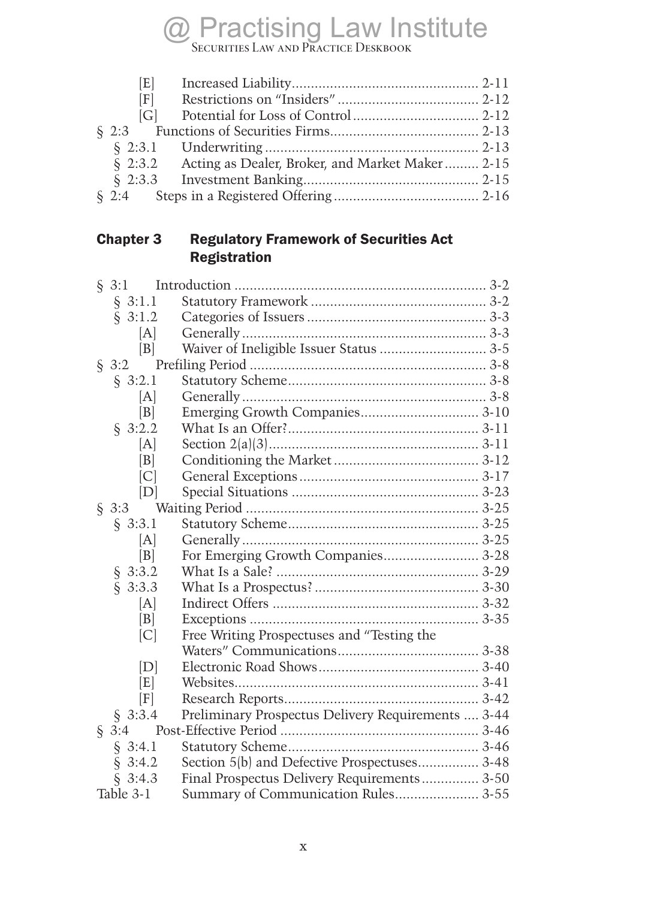[E] Increased Liability ... 2-11

[F] Restrictions on "Insiders" ... 2-12

[G] Potential for Loss of Control ... 2-12

§ 2:3 Functions of Securities Firms ... 2-13

§ 2:3.1 Underwriting ... 2-13

§ 2:3.2 Acting as Dealer, Broker, and Market Maker ... 2-15

§ 2:3.3 Investment Banking ... 2-15

§ 2:4 Steps in a Registered Offering ... 2-16

## Chapter 3 Regulatory Framework of Securities Act Registration

§ 3:1 Introduction ... 3-2

§ 3:1.1 Statutory Framework ... 3-2

§ 3:1.2 Categories of Issuers ... 3-3

[A] Generally ... 3-3

[B] Waiver of Ineligible Issuer Status ... 3-5

§ 3:2 Prefiling Period ... 3-8

§ 3:2.1 Statutory Scheme ... 3-8

[A] Generally ... 3-8

[B] Emerging Growth Companies ... 3-10

§ 3:2.2 What Is an Offer? ... 3-11

[A] Section 2(a)(3) ... 3-11

[B] Conditioning the Market ... 3-12

[C] General Exceptions ... 3-17

[D] Special Situations ... 3-23

§ 3:3 Waiting Period ... 3-25

§ 3:3.1 Statutory Scheme ... 3-25

[A] Generally ... 3-25

[B] For Emerging Growth Companies ... 3-28

§ 3:3.2 What Is a Sale? ... 3-29

§ 3:3.3 What Is a Prospectus? ... 3-30

[A] Indirect Offers ... 3-32

[B] Exceptions ... 3-35

[C] Free Writing Prospectuses and "Testing the Waters" Communications ... 3-38

[D] Electronic Road Shows ... 3-40

[E] Websites ... 3-41

[F] Research Reports ... 3-42

§ 3:3.4 Preliminary Prospectus Delivery Requirements ... 3-44

§ 3:4 Post-Effective Period ... 3-46

§ 3:4.1 Statutory Scheme ... 3-46

§ 3:4.2 Section 5(b) and Defective Prospectuses ... 3-48

§ 3:4.3 Final Prospectus Delivery Requirements ... 3-50

Table 3-1 Summary of Communication Rules ... 3-55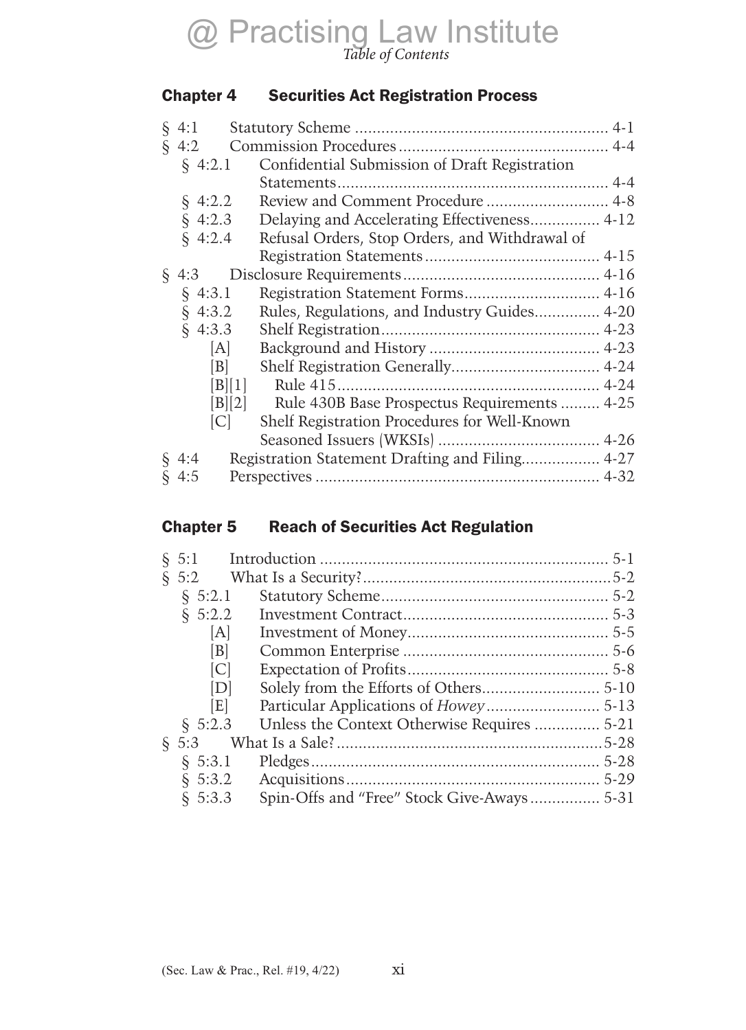*Table of Contents*

## Chapter 4 Securities Act Registration Process

§ 4:1 Statistical Scheme .......... 4-1

Correction:

§ 4:1 Statutory Scheme .......... 4-1
§ 4:2 Commission Procedures .......... 4-4
 § 4:2.1 Confidential Submission of Draft Registration Statements .......... 4-4
 § 4:2.2 Review and Comment Procedure .......... 4-8
 § 4:2.3 Delaying and Accelerating Effectiveness .......... 4-12
 § 4:2.4 Refusal Orders, Stop Orders, and Withdrawal of Registration Statements .......... 4-15
§ 4:3 Disclosure Requirements .......... 4-16
 § 4:3.1 Registration Statement Forms .......... 4-16
 § 4:3.2 Rules, Regulations, and Industry Guides .......... 4-20
 § 4:3.3 Shelf Registration .......... 4-23
  [A] Background and History .......... 4-23
  [B] Shelf Registration Generally .......... 4-24
  [B][1] Rule 415 .......... 4-24
  [B][2] Rule 430B Base Prospectus Requirements .......... 4-25
  [C] Shelf Registration Procedures for Well-Known Seasoned Issuers (WKSIs) .......... 4-26
§ 4:4 Registration Statement Drafting and Filing .......... 4-27
§ 4:5 Perspectives .......... 4-32

## Chapter 5 Reach of Securities Act Regulation

§ 5:1 Introduction .......... 5-1
§ 5:2 What Is a Security? .......... 5-2
 § 5:2.1 Statutory Scheme .......... 5-2
 § 5:2.2 Investment Contract .......... 5-3
  [A] Investment of Money .......... 5-5
  [B] Common Enterprise .......... 5-6
  [C] Expectation of Profits .......... 5-8
  [D] Solely from the Efforts of Others .......... 5-10
  [E] Particular Applications of *Howey* .......... 5-13
 § 5:2.3 Unless the Context Otherwise Requires .......... 5-21
§ 5:3 What Is a Sale? .......... 5-28
 § 5:3.1 Pledges .......... 5-28
 § 5:3.2 Acquisitions .......... 5-29
 § 5:3.3 Spin-Offs and "Free" Stock Give-Aways .......... 5-31

*Table of Contents*

## Chapter 4 Securities Act Registration Process

§ 4:1 Statutory Scheme .......... 4-1
§ 4:2 Commission Procedures .......... 4-4
 § 4:2.1 Confidential Submission of Draft Registration Statements .......... 4-4
 § 4:2.2 Review and Comment Procedure .......... 4-8
 § 4:2.3 Delaying and Accelerating Effectiveness .......... 4-12
 § 4:2.4 Refusal Orders, Stop Orders, and Withdrawal of Registration Statements .......... 4-15
§ 4:3 Disclosure Requirements .......... 4-16
 § 4:3.1 Registration Statement Forms .......... 4-16
 § 4:3.2 Rules, Regulations, and Industry Guides .......... 4-20
 § 4:3.3 Shelf Registration .......... 4-23
  [A] Background and History .......... 4-23
  [B] Shelf Registration Generally .......... 4-24
  [B][1] Rule 415 .......... 4-24
  [B][2] Rule 430B Base Prospectus Requirements .......... 4-25
  [C] Shelf Registration Procedures for Well-Known Seasoned Issuers (WKSIs) .......... 4-26
§ 4:4 Registration Statement Drafting and Filing .......... 4-27
§ 4:5 Perspectives .......... 4-32

## Chapter 5 Reach of Securities Act Regulation

§ 5:1 Introduction .......... 5-1
§ 5:2 What Is a Security? .......... 5-2
 § 5:2.1 Statutory Scheme .......... 5-2
 § 5:2.2 Investment Contract .......... 5-3
  [A] Investment of Money .......... 5-5
  [B] Common Enterprise .......... 5-6
  [C] Expectation of Profits .......... 5-8
  [D] Solely from the Efforts of Others .......... 5-10
  [E] Particular Applications of *Howey* .......... 5-13
 § 5:2.3 Unless the Context Otherwise Requires .......... 5-21
§ 5:3 What Is a Sale? .......... 5-28
 § 5:3.1 Pledges .......... 5-28
 § 5:3.2 Acquisitions .......... 5-29
 § 5:3.3 Spin-Offs and "Free" Stock Give-Aways .......... 5-31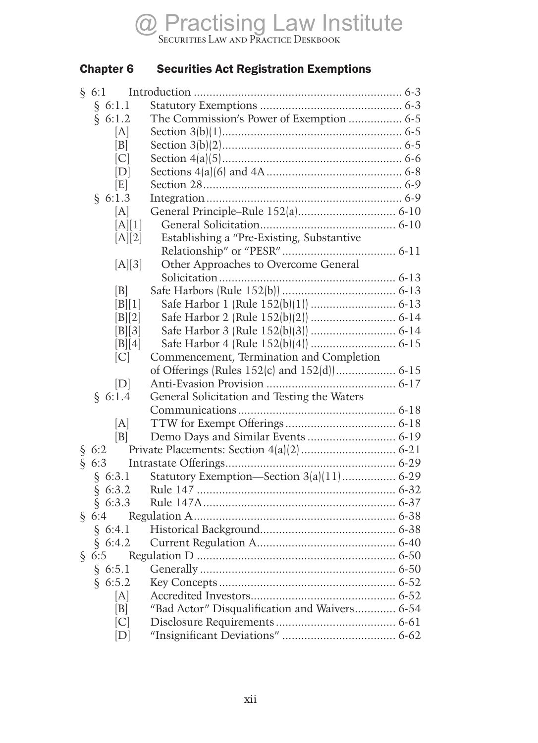## Chapter 6 Securities Act Registration Exemptions

§ 6:1 Introduction ... 6-3
  § 6:1.1 Statutory Exemptions ... 6-3
  § 6:1.2 The Commission's Power of Exemption ... 6-5
    [A] Section 3(b)(1) ... 6-5
    [B] Section 3(b)(2) ... 6-5
    [C] Section 4(a)(5) ... 6-6
    [D] Sections 4(a)(6) and 4A ... 6-8
    [E] Section 28 ... 6-9
  § 6:1.3 Integration ... 6-9
    [A] General Principle–Rule 152(a) ... 6-10
    [A][1] General Solicitation ... 6-10
    [A][2] Establishing a "Pre-Existing, Substantive Relationship" or "PESR" ... 6-11
    [A][3] Other Approaches to Overcome General Solicitation ... 6-13
    [B] Safe Harbors (Rule 152(b)) ... 6-13
    [B][1] Safe Harbor 1 (Rule 152(b)(1)) ... 6-13
    [B][2] Safe Harbor 2 (Rule 152(b)(2)) ... 6-14
    [B][3] Safe Harbor 3 (Rule 152(b)(3)) ... 6-14
    [B][4] Safe Harbor 4 (Rule 152(b)(4)) ... 6-15
    [C] Commencement, Termination and Completion of Offerings (Rules 152(c) and 152(d)) ... 6-15
    [D] Anti-Evasion Provision ... 6-17
  § 6:1.4 General Solicitation and Testing the Waters Communications ... 6-18
    [A] TTW for Exempt Offerings ... 6-18
    [B] Demo Days and Similar Events ... 6-19
§ 6:2 Private Placements: Section 4(a)(2) ... 6-21
§ 6:3 Intrastate Offerings ... 6-29
  § 6:3.1 Statutory Exemption—Section 3(a)(11) ... 6-29
  § 6:3.2 Rule 147 ... 6-32
  § 6:3.3 Rule 147A ... 6-37
§ 6:4 Regulation A ... 6-38
  § 6:4.1 Historical Background ... 6-38
  § 6:4.2 Current Regulation A ... 6-40
§ 6:5 Regulation D ... 6-50
  § 6:5.1 Generally ... 6-50
  § 6:5.2 Key Concepts ... 6-52
    [A] Accredited Investors ... 6-52
    [B] "Bad Actor" Disqualification and Waivers ... 6-54
    [C] Disclosure Requirements ... 6-61
    [D] "Insignificant Deviations" ... 6-62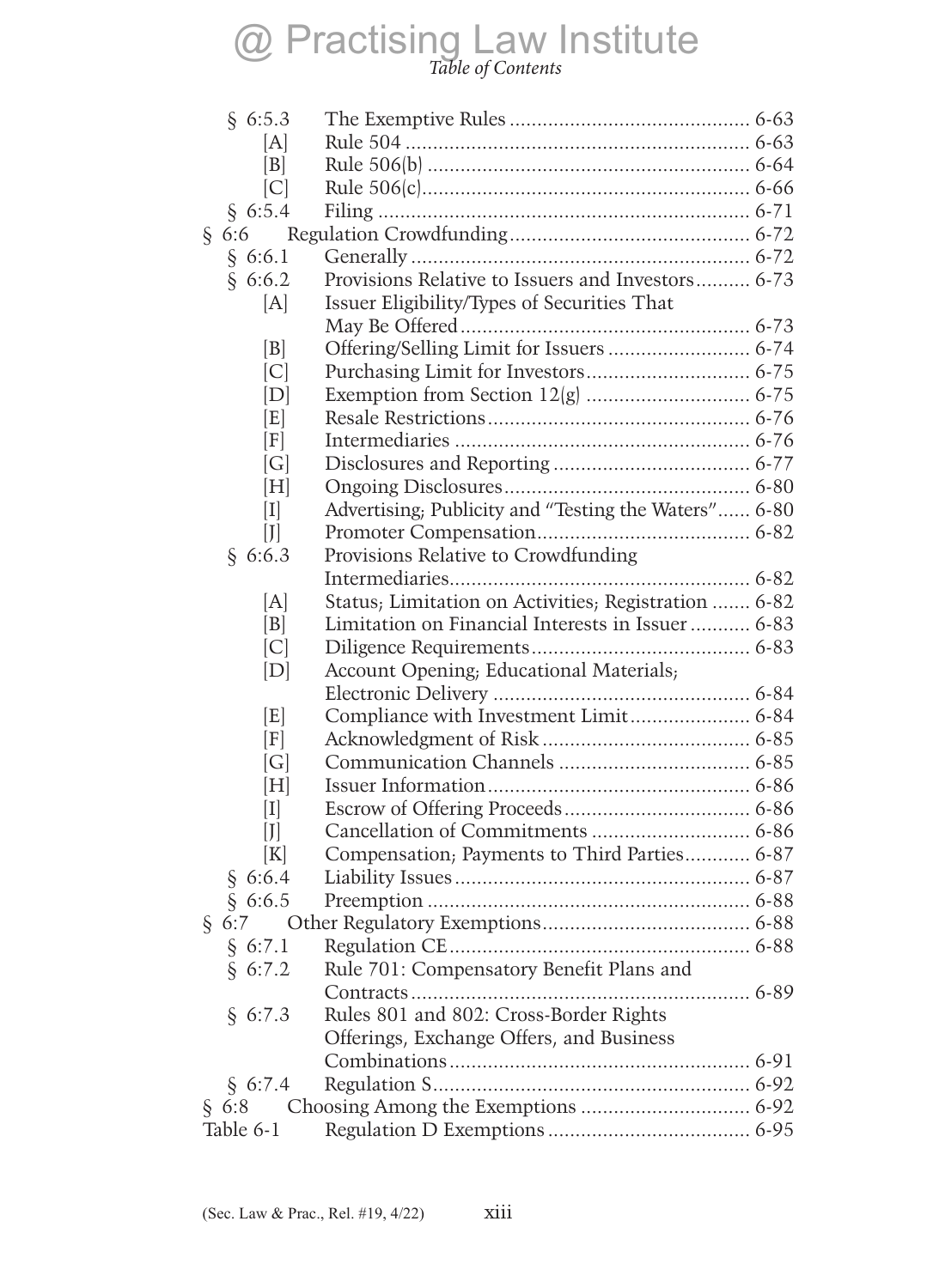§ 6:5.3 The Exemptive Rules ... 6-63
- [A] Rule 504 ... 6-63
- [B] Rule 506(b) ... 6-64
- [C] Rule 506(c) ... 6-66

§ 6:5.4 Filing ... 6-71

§ 6:6 Regulation Crowdfunding ... 6-72

§ 6:6.1 Generally ... 6-72

§ 6:6.2 Provisions Relative to Issuers and Investors ... 6-73
- [A] Issuer Eligibility/Types of Securities That May Be Offered ... 6-73
- [B] Offering/Selling Limit for Issuers ... 6-74
- [C] Purchasing Limit for Investors ... 6-75
- [D] Exemption from Section 12(g) ... 6-75
- [E] Resale Restrictions ... 6-76
- [F] Intermediaries ... 6-76
- [G] Disclosures and Reporting ... 6-77
- [H] Ongoing Disclosures ... 6-80
- [I] Advertising; Publicity and "Testing the Waters" ... 6-80
- [J] Promoter Compensation ... 6-82

§ 6:6.3 Provisions Relative to Crowdfunding Intermediaries ... 6-82
- [A] Status; Limitation on Activities; Registration ... 6-82
- [B] Limitation on Financial Interests in Issuer ... 6-83
- [C] Diligence Requirements ... 6-83
- [D] Account Opening; Educational Materials; Electronic Delivery ... 6-84
- [E] Compliance with Investment Limit ... 6-84
- [F] Acknowledgment of Risk ... 6-85
- [G] Communication Channels ... 6-85
- [H] Issuer Information ... 6-86
- [I] Escrow of Offering Proceeds ... 6-86
- [J] Cancellation of Commitments ... 6-86
- [K] Compensation; Payments to Third Parties ... 6-87

§ 6:6.4 Liability Issues ... 6-87

§ 6:6.5 Preemption ... 6-88

§ 6:7 Other Regulatory Exemptions ... 6-88

§ 6:7.1 Regulation CE ... 6-88

§ 6:7.2 Rule 701: Compensatory Benefit Plans and Contracts ... 6-89

§ 6:7.3 Rules 801 and 802: Cross-Border Rights Offerings, Exchange Offers, and Business Combinations ... 6-91

§ 6:7.4 Regulation S ... 6-92

§ 6:8 Choosing Among the Exemptions ... 6-92

Table 6-1 Regulation D Exemptions ... 6-95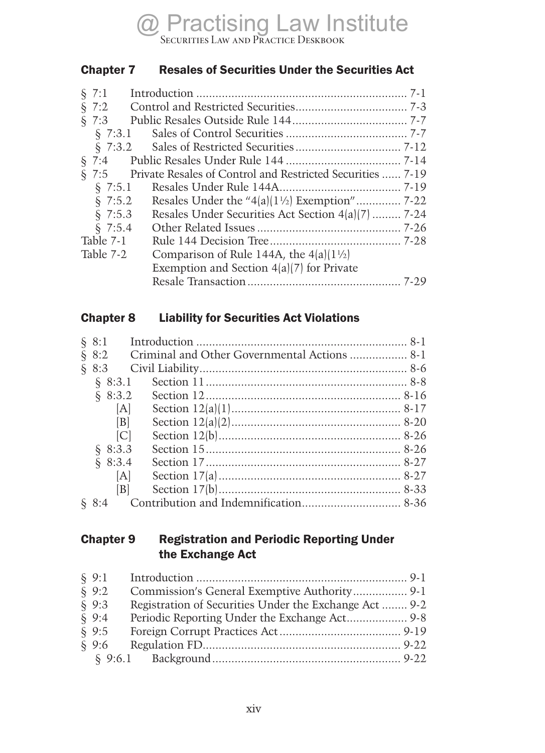## Chapter 7 Resales of Securities Under the Securities Act

§ 7:1 Introduction ... 7-1
§ 7:2 Control and Restricted Securities ... 7-3
§ 7:3 Public Resales Outside Rule 144 ... 7-7
  § 7:3.1 Sales of Control Securities ... 7-7
  § 7:3.2 Sales of Restricted Securities ... 7-12
§ 7:4 Public Resales Under Rule 144 ... 7-14
§ 7:5 Private Resales of Control and Restricted Securities ... 7-19
  § 7:5.1 Resales Under Rule 144A ... 7-19
  § 7:5.2 Resales Under the "4(a)(1½) Exemption" ... 7-22
  § 7:5.3 Resales Under Securities Act Section 4(a)(7) ... 7-24
  § 7:5.4 Other Related Issues ... 7-26
Table 7-1 Rule 144 Decision Tree ... 7-28
Table 7-2 Comparison of Rule 144A, the 4(a)(1½) Exemption and Section 4(a)(7) for Private Resale Transaction ... 7-29

## Chapter 8 Liability for Securities Act Violations

§ 8:1 Introduction ... 8-1
§ 8:2 Criminal and Other Governmental Actions ... 8-1
§ 8:3 Civil Liability ... 8-6
  § 8:3.1 Section 11 ... 8-8
  § 8:3.2 Section 12 ... 8-16
    [A] Section 12(a)(1) ... 8-17
    [B] Section 12(a)(2) ... 8-20
    [C] Section 12(b) ... 8-26
  § 8:3.3 Section 15 ... 8-26
  § 8:3.4 Section 17 ... 8-27
    [A] Section 17(a) ... 8-27
    [B] Section 17(b) ... 8-33
§ 8:4 Contribution and Indemnification ... 8-36

## Chapter 9 Registration and Periodic Reporting Under the Exchange Act

§ 9:1 Introduction ... 9-1
§ 9:2 Commission's General Exemptive Authority ... 9-1
§ 9:3 Registration of Securities Under the Exchange Act ... 9-2
§ 9:4 Periodic Reporting Under the Exchange Act ... 9-8
§ 9:5 Foreign Corrupt Practices Act ... 9-19
§ 9:6 Regulation FD ... 9-22
  § 9:6.1 Background ... 9-22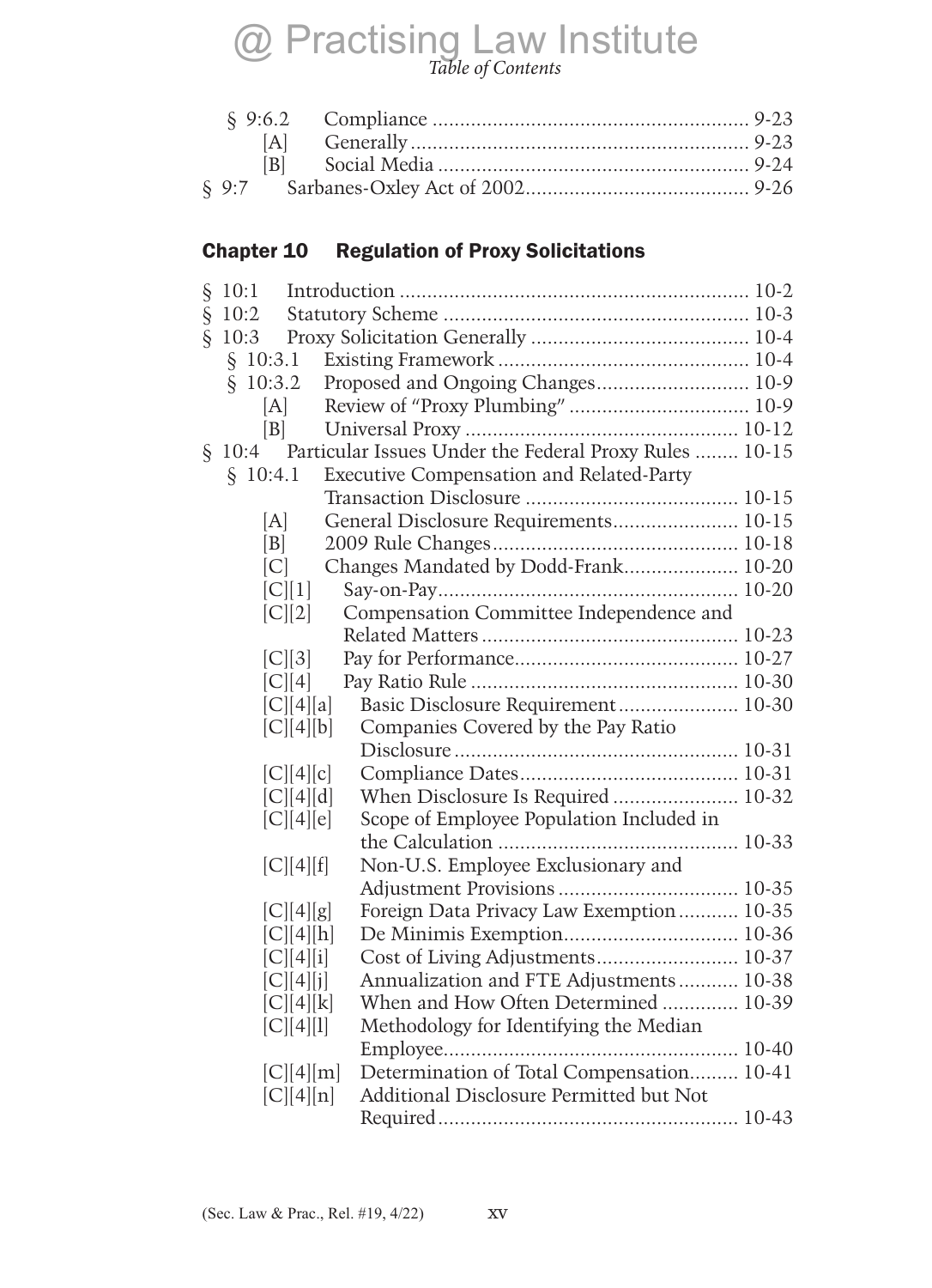| | | |
|---|---|---|
| § 9:6.2 | Compliance | 9-23 |
| [A] | Generally | 9-23 |
| [B] | Social Media | 9-24 |
| § 9:7 | Sarbanes-Oxley Act of 2002 | 9-26 |

## Chapter 10 Regulation of Proxy Solicitations

| | | |
|---|---|---|
| § 10:1 | Introduction | 10-2 |
| § 10:2 | Statutory Scheme | 10-3 |
| § 10:3 | Proxy Solicitation Generally | 10-4 |
| § 10:3.1 | Existing Framework | 10-4 |
| § 10:3.2 | Proposed and Ongoing Changes | 10-9 |
| [A] | Review of "Proxy Plumbing" | 10-9 |
| [B] | Universal Proxy | 10-12 |
| § 10:4 | Particular Issues Under the Federal Proxy Rules | 10-15 |
| § 10:4.1 | Executive Compensation and Related-Party Transaction Disclosure | 10-15 |
| [A] | General Disclosure Requirements | 10-15 |
| [B] | 2009 Rule Changes | 10-18 |
| [C] | Changes Mandated by Dodd-Frank | 10-20 |
| [C][1] | Say-on-Pay | 10-20 |
| [C][2] | Compensation Committee Independence and Related Matters | 10-23 |
| [C][3] | Pay for Performance | 10-27 |
| [C][4] | Pay Ratio Rule | 10-30 |
| [C][4][a] | Basic Disclosure Requirement | 10-30 |
| [C][4][b] | Companies Covered by the Pay Ratio Disclosure | 10-31 |
| [C][4][c] | Compliance Dates | 10-31 |
| [C][4][d] | When Disclosure Is Required | 10-32 |
| [C][4][e] | Scope of Employee Population Included in the Calculation | 10-33 |
| [C][4][f] | Non-U.S. Employee Exclusionary and Adjustment Provisions | 10-35 |
| [C][4][g] | Foreign Data Privacy Law Exemption | 10-35 |
| [C][4][h] | De Minimis Exemption | 10-36 |
| [C][4][i] | Cost of Living Adjustments | 10-37 |
| [C][4][j] | Annualization and FTE Adjustments | 10-38 |
| [C][4][k] | When and How Often Determined | 10-39 |
| [C][4][l] | Methodology for Identifying the Median Employee | 10-40 |
| [C][4][m] | Determination of Total Compensation | 10-41 |
| [C][4][n] | Additional Disclosure Permitted but Not Required | 10-43 |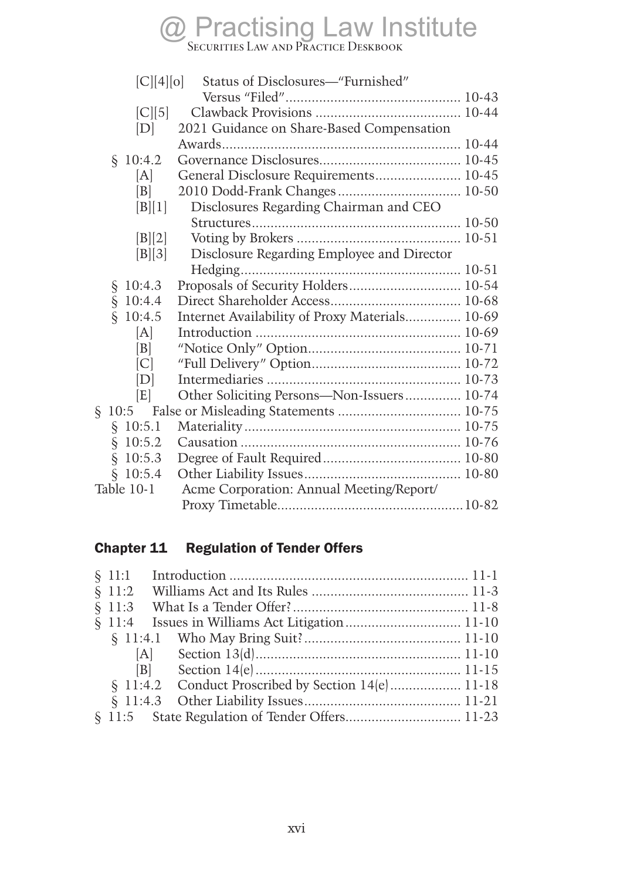[C][4][o] Status of Disclosures—"Furnished" Versus "Filed" ... 10-43
[C][5] Clawback Provisions ... 10-44
[D] 2021 Guidance on Share-Based Compensation Awards ... 10-44
§ 10:4.2 Governance Disclosures ... 10-45
[A] General Disclosure Requirements ... 10-45
[B] 2010 Dodd-Frank Changes ... 10-50
[B][1] Disclosures Regarding Chairman and CEO Structures ... 10-50
[B][2] Voting by Brokers ... 10-51
[B][3] Disclosure Regarding Employee and Director Hedging ... 10-51
§ 10:4.3 Proposals of Security Holders ... 10-54
§ 10:4.4 Direct Shareholder Access ... 10-68
§ 10:4.5 Internet Availability of Proxy Materials ... 10-69
[A] Introduction ... 10-69
[B] "Notice Only" Option ... 10-71
[C] "Full Delivery" Option ... 10-72
[D] Intermediaries ... 10-73
[E] Other Soliciting Persons—Non-Issuers ... 10-74
§ 10:5 False or Misleading Statements ... 10-75
§ 10:5.1 Materiality ... 10-75
§ 10:5.2 Causation ... 10-76
§ 10:5.3 Degree of Fault Required ... 10-80
§ 10:5.4 Other Liability Issues ... 10-80
Table 10-1 Acme Corporation: Annual Meeting/Report/ Proxy Timetable ... 10-82

## Chapter 11 Regulation of Tender Offers

§ 11:1 Introduction ... 11-1
§ 11:2 Williams Act and Its Rules ... 11-3
§ 11:3 What Is a Tender Offer? ... 11-8
§ 11:4 Issues in Williams Act Litigation ... 11-10
§ 11:4.1 Who May Bring Suit? ... 11-10
[A] Section 13(d) ... 11-10
[B] Section 14(e) ... 11-15
§ 11:4.2 Conduct Proscribed by Section 14(e) ... 11-18
§ 11:4.3 Other Liability Issues ... 11-21
§ 11:5 State Regulation of Tender Offers ... 11-23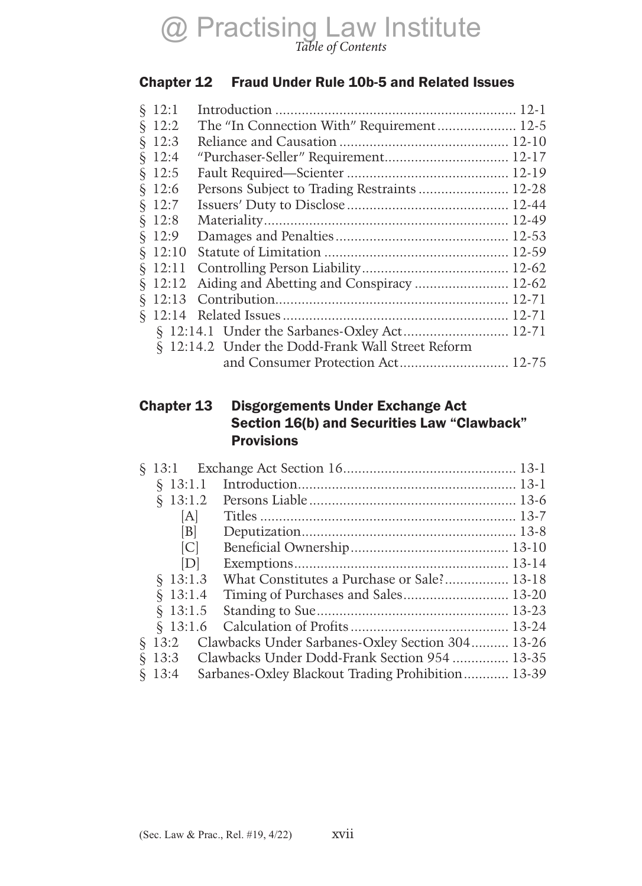## Chapter 12 Fraud Under Rule 10b-5 and Related Issues

§ 12:1 Introduction ................................................................ 12-1
§ 12:2 The "In Connection With" Requirement..................... 12-5
§ 12:3 Reliance and Causation ............................................ 12-10
§ 12:4 "Purchaser-Seller" Requirement................................ 12-17
§ 12:5 Fault Required—Scienter .......................................... 12-19
§ 12:6 Persons Subject to Trading Restraints ........................ 12-28
§ 12:7 Issuers' Duty to Disclose .......................................... 12-44
§ 12:8 Materiality............................................................... 12-49
§ 12:9 Damages and Penalties............................................. 12-53
§ 12:10 Statute of Limitation ................................................ 12-59
§ 12:11 Controlling Person Liability...................................... 12-62
§ 12:12 Aiding and Abetting and Conspiracy ......................... 12-62
§ 12:13 Contribution............................................................ 12-71
§ 12:14 Related Issues .......................................................... 12-71
 § 12:14.1 Under the Sarbanes-Oxley Act........................... 12-71
 § 12:14.2 Under the Dodd-Frank Wall Street Reform and Consumer Protection Act............................ 12-75

## Chapter 13 Disgorgements Under Exchange Act Section 16(b) and Securities Law "Clawback" Provisions

§ 13:1 Exchange Act Section 16............................................ 13-1
 § 13:1.1 Introduction......................................................... 13-1
 § 13:1.2 Persons Liable ...................................................... 13-6
  [A] Titles .................................................................. 13-7
  [B] Deputization........................................................ 13-8
  [C] Beneficial Ownership.......................................... 13-10
  [D] Exemptions........................................................ 13-14
 § 13:1.3 What Constitutes a Purchase or Sale?................ 13-18
 § 13:1.4 Timing of Purchases and Sales........................... 13-20
 § 13:1.5 Standing to Sue.................................................. 13-23
 § 13:1.6 Calculation of Profits ......................................... 13-24
§ 13:2 Clawbacks Under Sarbanes-Oxley Section 304.......... 13-26
§ 13:3 Clawbacks Under Dodd-Frank Section 954 .............. 13-35
§ 13:4 Sarbanes-Oxley Blackout Trading Prohibition............ 13-39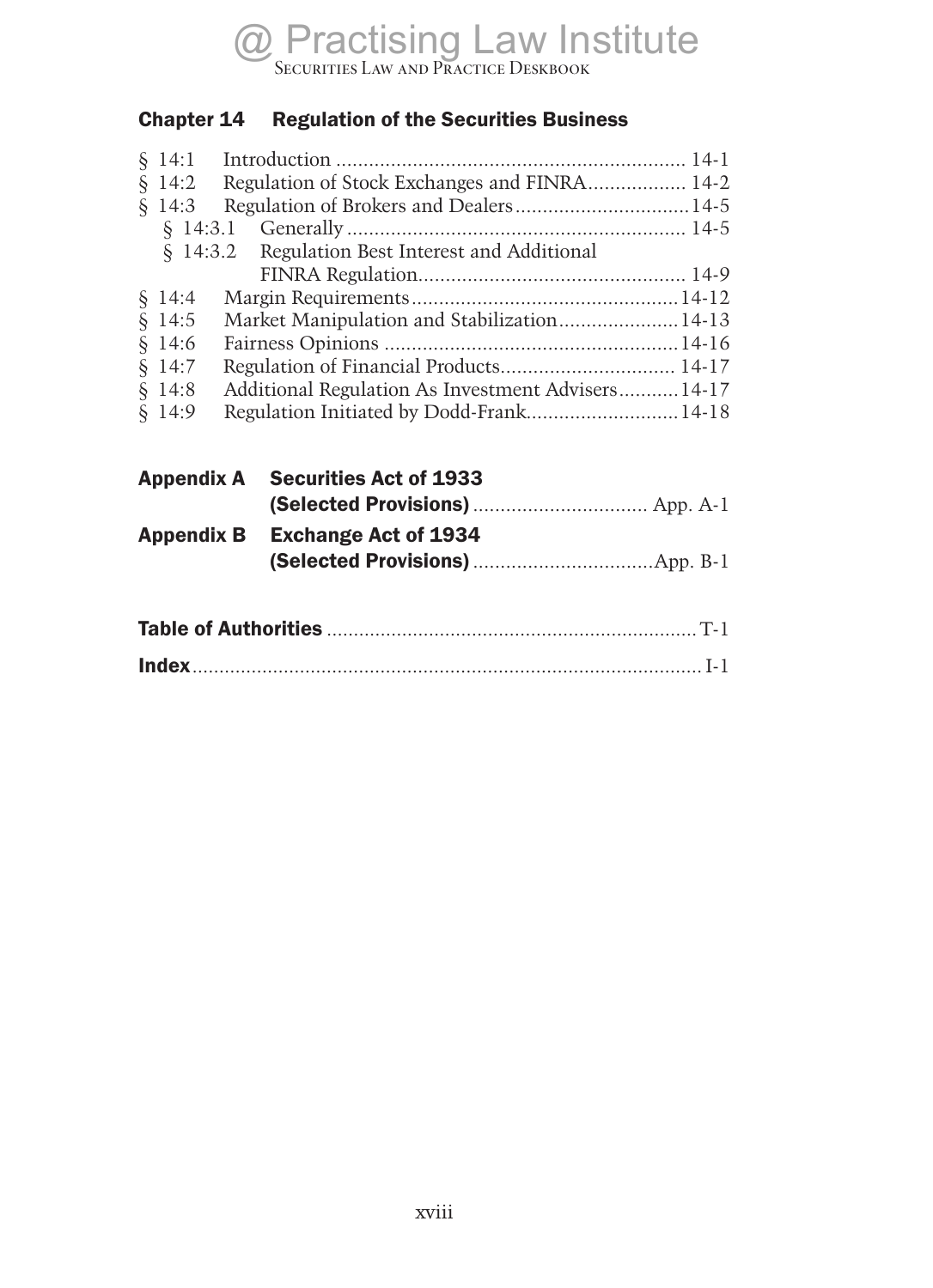## Chapter 14 Regulation of the Securities Business

§ 14:1 Introduction ................................................................ 14-1
§ 14:2 Regulation of Stock Exchanges and FINRA.................. 14-2
§ 14:3 Regulation of Brokers and Dealers................................ 14-5
  § 14:3.1 Generally ............................................................. 14-5
  § 14:3.2 Regulation Best Interest and Additional FINRA Regulation................................................ 14-9
§ 14:4 Margin Requirements................................................ 14-12
§ 14:5 Market Manipulation and Stabilization...................... 14-13
§ 14:6 Fairness Opinions ..................................................... 14-16
§ 14:7 Regulation of Financial Products................................ 14-17
§ 14:8 Additional Regulation As Investment Advisers........... 14-17
§ 14:9 Regulation Initiated by Dodd-Frank............................ 14-18

**Appendix A Securities Act of 1933 (Selected Provisions)** ................................ App. A-1

**Appendix B Exchange Act of 1934 (Selected Provisions)** .................................App. B-1

**Table of Authorities** .................................................................... T-1

**Index**............................................................................................... I-1